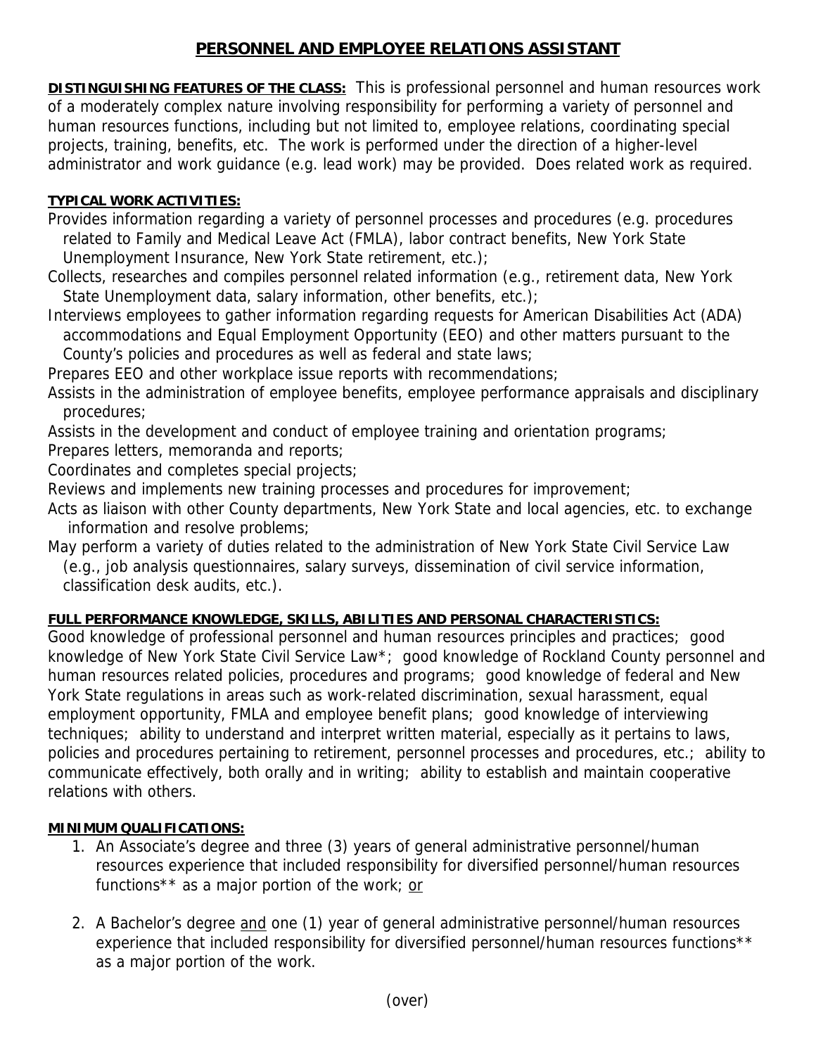# PERSONNEL AND EMPLOYEE RELATIONS ASSISTANT

**DISTINGUISHING FEATURES OF THE CLASS:** This is professional personnel and human resources work of a moderately complex nature involving responsibility for performing a variety of personnel and human resources functions, including but not limited to, employee relations, coordinating special projects, training, benefits, etc. The work is performed under the direction of a higher-level administrator and work guidance (e.g. lead work) may be provided. Does related work as required.

**TYPICAL WORK ACTIVITIES:**

Provides information regarding a variety of personnel processes and procedures (e.g. procedures related to Family and Medical Leave Act (FMLA), labor contract benefits, New York State Unemployment Insurance, New York State retirement, etc.);

Collects, researches and compiles personnel related information (e.g., retirement data, New York State Unemployment data, salary information, other benefits, etc.);

Interviews employees to gather information regarding requests for American Disabilities Act (ADA) accommodations and Equal Employment Opportunity (EEO) and other matters pursuant to the County's policies and procedures as well as federal and state laws;

Prepares EEO and other workplace issue reports with recommendations;

Assists in the administration of employee benefits, employee performance appraisals and disciplinary procedures;

Assists in the development and conduct of employee training and orientation programs;

Prepares letters, memoranda and reports;

Coordinates and completes special projects;

Reviews and implements new training processes and procedures for improvement;

Acts as liaison with other County departments, New York State and local agencies, etc. to exchange information and resolve problems;

May perform a variety of duties related to the administration of New York State Civil Service Law (e.g., job analysis questionnaires, salary surveys, dissemination of civil service information, classification desk audits, etc.).

**FULL PERFORMANCE KNOWLEDGE, SKILLS, ABILITIES AND PERSONAL CHARACTERISTICS:**

Good knowledge of professional personnel and human resources principles and practices; good knowledge of New York State Civil Service Law*; good knowledge of Rockland County personnel and human resources related policies, procedures and programs; good knowledge of federal and New York State regulations in areas such as work-related discrimination, sexual harassment, equal employment opportunity, FMLA and employee benefit plans; good knowledge of interviewing techniques; ability to understand and interpret written material, especially as it pertains to laws, policies and procedures pertaining to retirement, personnel processes and procedures, etc.; ability to communicate effectively, both orally and in writing; ability to establish and maintain cooperative relations with others.

**MINIMUM QUALIFICATIONS:**

1. An Associate's degree and three (3) years of general administrative personnel/human resources experience that included responsibility for diversified personnel/human resources functions** as a major portion of the work; <u>or</u>

2. A Bachelor's degree <u>and</u> one (1) year of general administrative personnel/human resources experience that included responsibility for diversified personnel/human resources functions** as a major portion of the work.

(over)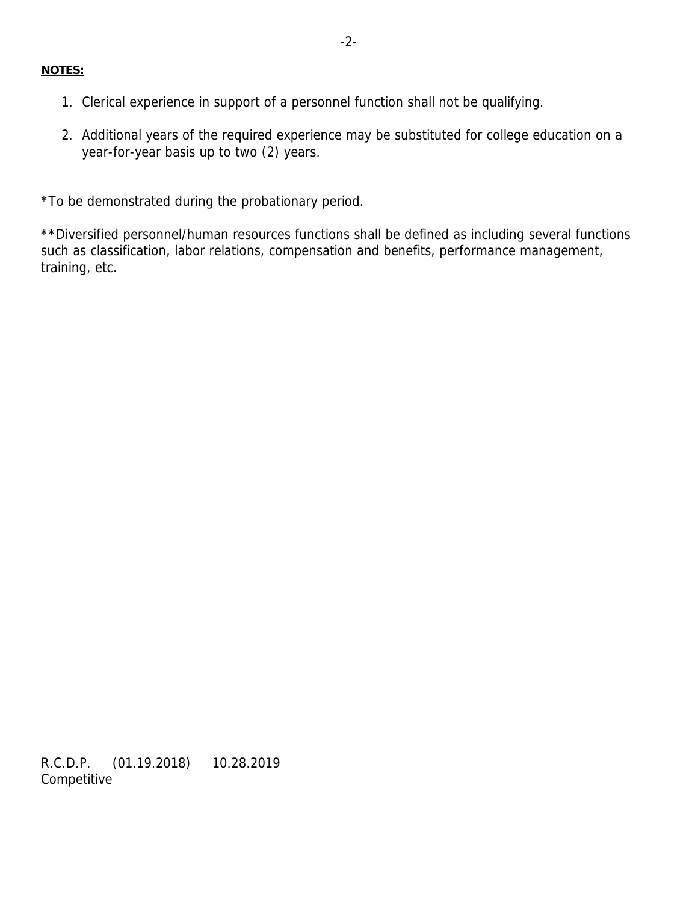**NOTES:**

1. Clerical experience in support of a personnel function shall not be qualifying.
2. Additional years of the required experience may be substituted for college education on a year-for-year basis up to two (2) years.

*To be demonstrated during the probationary period.

**Diversified personnel/human resources functions shall be defined as including several functions such as classification, labor relations, compensation and benefits, performance management, training, etc.

R.C.D.P. (01.19.2018) 10.28.2019
Competitive